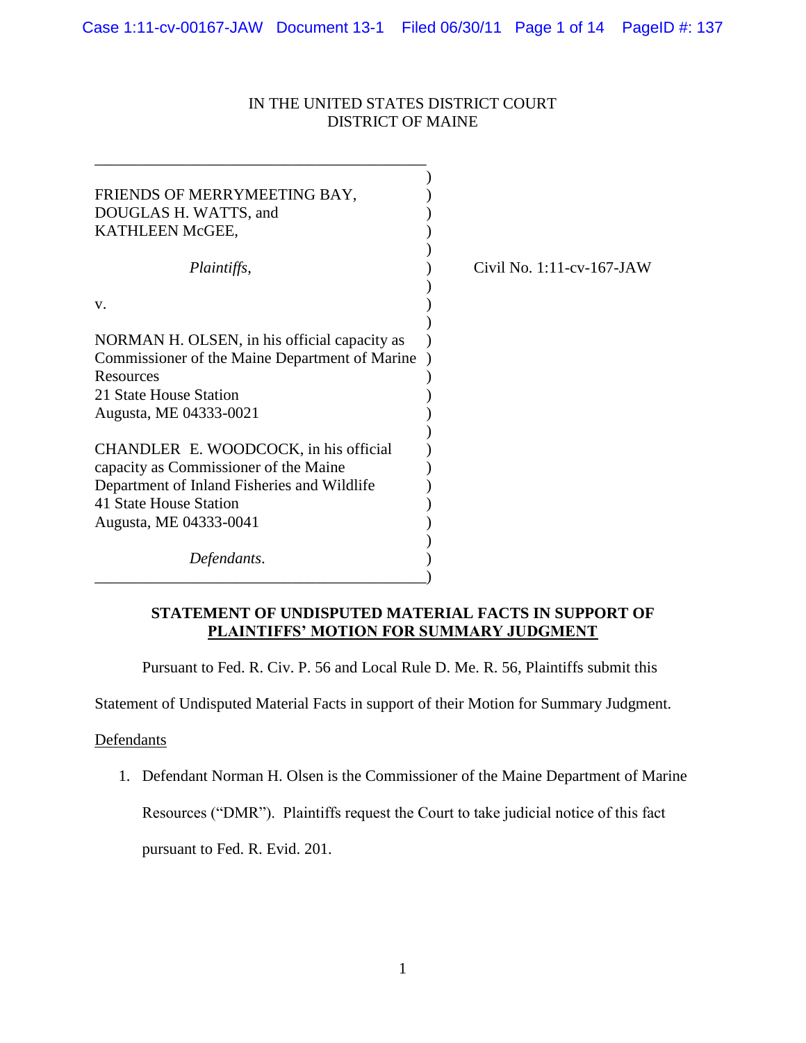IN THE UNITED STATES DISTRICT COURT
DISTRICT OF MAINE

FRIENDS OF MERRYMEETING BAY,
DOUGLAS H. WATTS, and
KATHLEEN McGEE,

*Plaintiffs,*

v.

NORMAN H. OLSEN, in his official capacity as Commissioner of the Maine Department of Marine Resources
21 State House Station
Augusta, ME 04333-0021

CHANDLER E. WOODCOCK, in his official capacity as Commissioner of the Maine Department of Inland Fisheries and Wildlife
41 State House Station
Augusta, ME 04333-0041

*Defendants.*

Civil No. 1:11-cv-167-JAW

**STATEMENT OF UNDISPUTED MATERIAL FACTS IN SUPPORT OF PLAINTIFFS' MOTION FOR SUMMARY JUDGMENT**

Pursuant to Fed. R. Civ. P. 56 and Local Rule D. Me. R. 56, Plaintiffs submit this Statement of Undisputed Material Facts in support of their Motion for Summary Judgment.

Defendants

1. Defendant Norman H. Olsen is the Commissioner of the Maine Department of Marine Resources ("DMR"). Plaintiffs request the Court to take judicial notice of this fact pursuant to Fed. R. Evid. 201.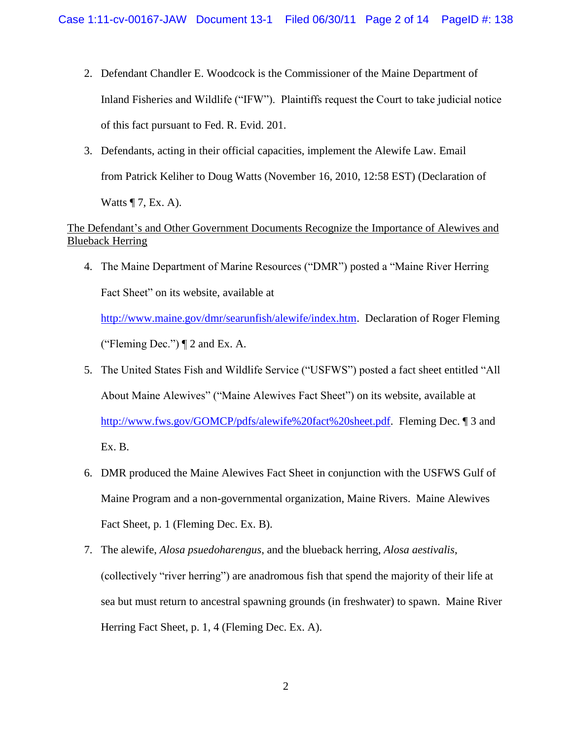2. Defendant Chandler E. Woodcock is the Commissioner of the Maine Department of Inland Fisheries and Wildlife ("IFW"). Plaintiffs request the Court to take judicial notice of this fact pursuant to Fed. R. Evid. 201.

3. Defendants, acting in their official capacities, implement the Alewife Law. Email from Patrick Keliher to Doug Watts (November 16, 2010, 12:58 EST) (Declaration of Watts ¶ 7, Ex. A).

<u>The Defendant's and Other Government Documents Recognize the Importance of Alewives and Blueback Herring</u>

4. The Maine Department of Marine Resources ("DMR") posted a "Maine River Herring Fact Sheet" on its website, available at http://www.maine.gov/dmr/searunfish/alewife/index.htm. Declaration of Roger Fleming ("Fleming Dec.") ¶ 2 and Ex. A.

5. The United States Fish and Wildlife Service ("USFWS") posted a fact sheet entitled "All About Maine Alewives" ("Maine Alewives Fact Sheet") on its website, available at http://www.fws.gov/GOMCP/pdfs/alewife%20fact%20sheet.pdf. Fleming Dec. ¶ 3 and Ex. B.

6. DMR produced the Maine Alewives Fact Sheet in conjunction with the USFWS Gulf of Maine Program and a non-governmental organization, Maine Rivers. Maine Alewives Fact Sheet, p. 1 (Fleming Dec. Ex. B).

7. The alewife, *Alosa psuedoharengus*, and the blueback herring, *Alosa aestivalis*, (collectively "river herring") are anadromous fish that spend the majority of their life at sea but must return to ancestral spawning grounds (in freshwater) to spawn. Maine River Herring Fact Sheet, p. 1, 4 (Fleming Dec. Ex. A).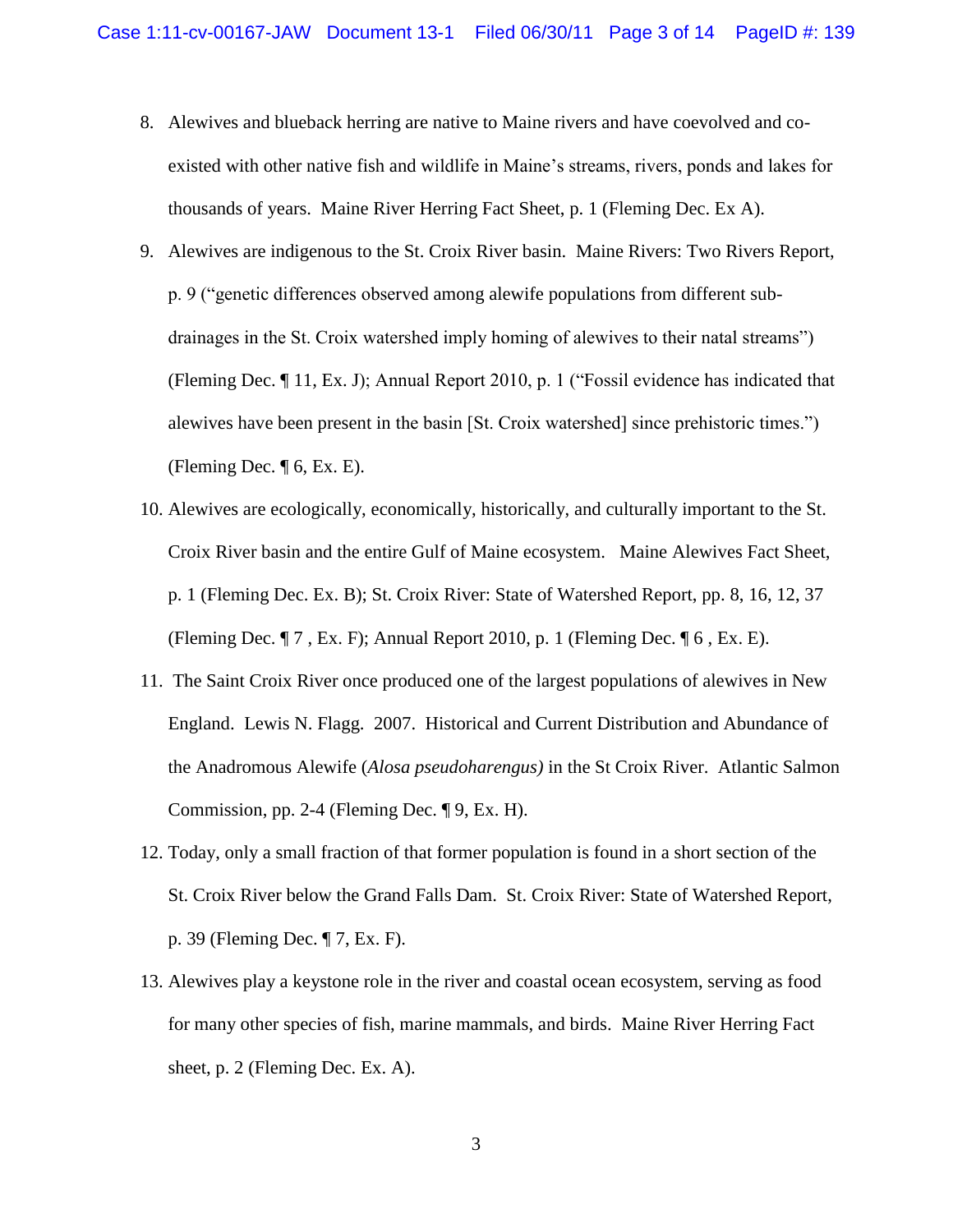8. Alewives and blueback herring are native to Maine rivers and have coevolved and co-existed with other native fish and wildlife in Maine's streams, rivers, ponds and lakes for thousands of years. Maine River Herring Fact Sheet, p. 1 (Fleming Dec. Ex A).

9. Alewives are indigenous to the St. Croix River basin. Maine Rivers: Two Rivers Report, p. 9 ("genetic differences observed among alewife populations from different sub-drainages in the St. Croix watershed imply homing of alewives to their natal streams") (Fleming Dec. ¶ 11, Ex. J); Annual Report 2010, p. 1 ("Fossil evidence has indicated that alewives have been present in the basin [St. Croix watershed] since prehistoric times.") (Fleming Dec. ¶ 6, Ex. E).

10. Alewives are ecologically, economically, historically, and culturally important to the St. Croix River basin and the entire Gulf of Maine ecosystem. Maine Alewives Fact Sheet, p. 1 (Fleming Dec. Ex. B); St. Croix River: State of Watershed Report, pp. 8, 16, 12, 37 (Fleming Dec. ¶ 7 , Ex. F); Annual Report 2010, p. 1 (Fleming Dec. ¶ 6 , Ex. E).

11. The Saint Croix River once produced one of the largest populations of alewives in New England. Lewis N. Flagg. 2007. Historical and Current Distribution and Abundance of the Anadromous Alewife (*Alosa pseudoharengus)* in the St Croix River. Atlantic Salmon Commission, pp. 2-4 (Fleming Dec. ¶ 9, Ex. H).

12. Today, only a small fraction of that former population is found in a short section of the St. Croix River below the Grand Falls Dam. St. Croix River: State of Watershed Report, p. 39 (Fleming Dec. ¶ 7, Ex. F).

13. Alewives play a keystone role in the river and coastal ocean ecosystem, serving as food for many other species of fish, marine mammals, and birds. Maine River Herring Fact sheet, p. 2 (Fleming Dec. Ex. A).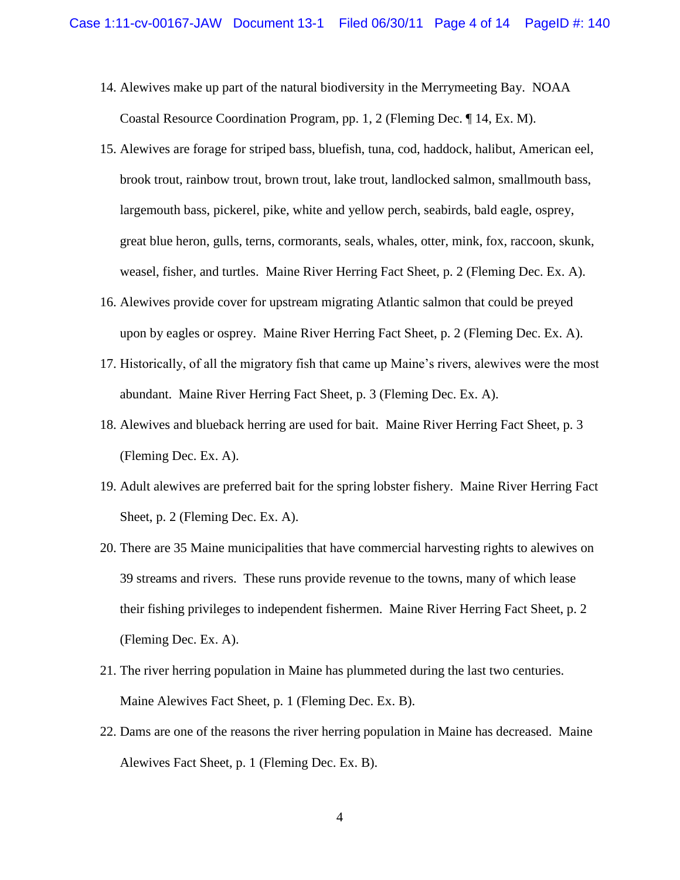14. Alewives make up part of the natural biodiversity in the Merrymeeting Bay. NOAA Coastal Resource Coordination Program, pp. 1, 2 (Fleming Dec. ¶ 14, Ex. M).
15. Alewives are forage for striped bass, bluefish, tuna, cod, haddock, halibut, American eel, brook trout, rainbow trout, brown trout, lake trout, landlocked salmon, smallmouth bass, largemouth bass, pickerel, pike, white and yellow perch, seabirds, bald eagle, osprey, great blue heron, gulls, terns, cormorants, seals, whales, otter, mink, fox, raccoon, skunk, weasel, fisher, and turtles. Maine River Herring Fact Sheet, p. 2 (Fleming Dec. Ex. A).
16. Alewives provide cover for upstream migrating Atlantic salmon that could be preyed upon by eagles or osprey. Maine River Herring Fact Sheet, p. 2 (Fleming Dec. Ex. A).
17. Historically, of all the migratory fish that came up Maine's rivers, alewives were the most abundant. Maine River Herring Fact Sheet, p. 3 (Fleming Dec. Ex. A).
18. Alewives and blueback herring are used for bait. Maine River Herring Fact Sheet, p. 3 (Fleming Dec. Ex. A).
19. Adult alewives are preferred bait for the spring lobster fishery. Maine River Herring Fact Sheet, p. 2 (Fleming Dec. Ex. A).
20. There are 35 Maine municipalities that have commercial harvesting rights to alewives on 39 streams and rivers. These runs provide revenue to the towns, many of which lease their fishing privileges to independent fishermen. Maine River Herring Fact Sheet, p. 2 (Fleming Dec. Ex. A).
21. The river herring population in Maine has plummeted during the last two centuries. Maine Alewives Fact Sheet, p. 1 (Fleming Dec. Ex. B).
22. Dams are one of the reasons the river herring population in Maine has decreased. Maine Alewives Fact Sheet, p. 1 (Fleming Dec. Ex. B).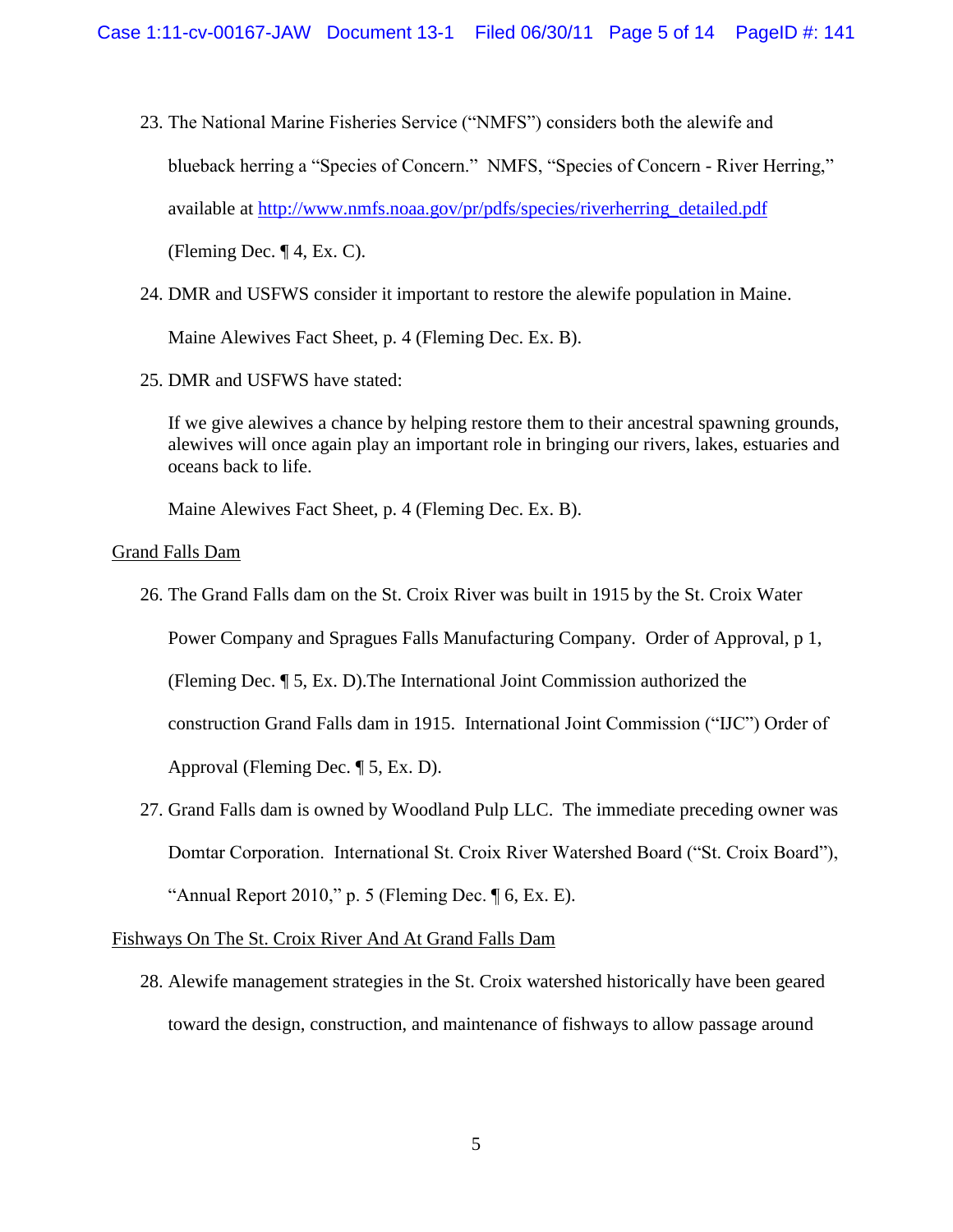23. The National Marine Fisheries Service ("NMFS") considers both the alewife and blueback herring a "Species of Concern." NMFS, "Species of Concern - River Herring," available at http://www.nmfs.noaa.gov/pr/pdfs/species/riverherring_detailed.pdf (Fleming Dec. ¶ 4, Ex. C).

24. DMR and USFWS consider it important to restore the alewife population in Maine. Maine Alewives Fact Sheet, p. 4 (Fleming Dec. Ex. B).

25. DMR and USFWS have stated:

    If we give alewives a chance by helping restore them to their ancestral spawning grounds, alewives will once again play an important role in bringing our rivers, lakes, estuaries and oceans back to life.

    Maine Alewives Fact Sheet, p. 4 (Fleming Dec. Ex. B).

Grand Falls Dam

26. The Grand Falls dam on the St. Croix River was built in 1915 by the St. Croix Water Power Company and Spragues Falls Manufacturing Company. Order of Approval, p 1, (Fleming Dec. ¶ 5, Ex. D).The International Joint Commission authorized the construction Grand Falls dam in 1915. International Joint Commission ("IJC") Order of Approval (Fleming Dec. ¶ 5, Ex. D).

27. Grand Falls dam is owned by Woodland Pulp LLC. The immediate preceding owner was Domtar Corporation. International St. Croix River Watershed Board ("St. Croix Board"), "Annual Report 2010," p. 5 (Fleming Dec. ¶ 6, Ex. E).

Fishways On The St. Croix River And At Grand Falls Dam

28. Alewife management strategies in the St. Croix watershed historically have been geared toward the design, construction, and maintenance of fishways to allow passage around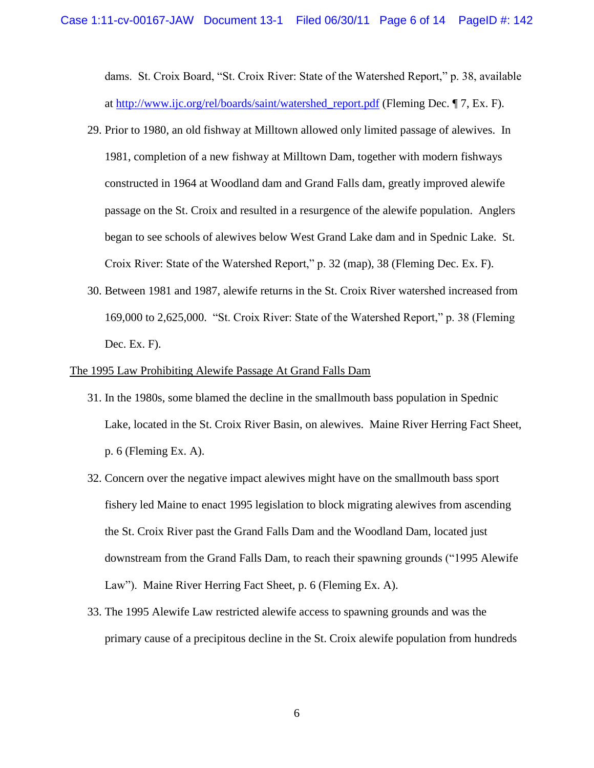dams. St. Croix Board, "St. Croix River: State of the Watershed Report," p. 38, available at http://www.ijc.org/rel/boards/saint/watershed_report.pdf (Fleming Dec. ¶ 7, Ex. F).

29. Prior to 1980, an old fishway at Milltown allowed only limited passage of alewives. In 1981, completion of a new fishway at Milltown Dam, together with modern fishways constructed in 1964 at Woodland dam and Grand Falls dam, greatly improved alewife passage on the St. Croix and resulted in a resurgence of the alewife population. Anglers began to see schools of alewives below West Grand Lake dam and in Spednic Lake. St. Croix River: State of the Watershed Report," p. 32 (map), 38 (Fleming Dec. Ex. F).

30. Between 1981 and 1987, alewife returns in the St. Croix River watershed increased from 169,000 to 2,625,000. "St. Croix River: State of the Watershed Report," p. 38 (Fleming Dec. Ex. F).

<u>The 1995 Law Prohibiting Alewife Passage At Grand Falls Dam</u>

31. In the 1980s, some blamed the decline in the smallmouth bass population in Spednic Lake, located in the St. Croix River Basin, on alewives. Maine River Herring Fact Sheet, p. 6 (Fleming Ex. A).

32. Concern over the negative impact alewives might have on the smallmouth bass sport fishery led Maine to enact 1995 legislation to block migrating alewives from ascending the St. Croix River past the Grand Falls Dam and the Woodland Dam, located just downstream from the Grand Falls Dam, to reach their spawning grounds ("1995 Alewife Law"). Maine River Herring Fact Sheet, p. 6 (Fleming Ex. A).

33. The 1995 Alewife Law restricted alewife access to spawning grounds and was the primary cause of a precipitous decline in the St. Croix alewife population from hundreds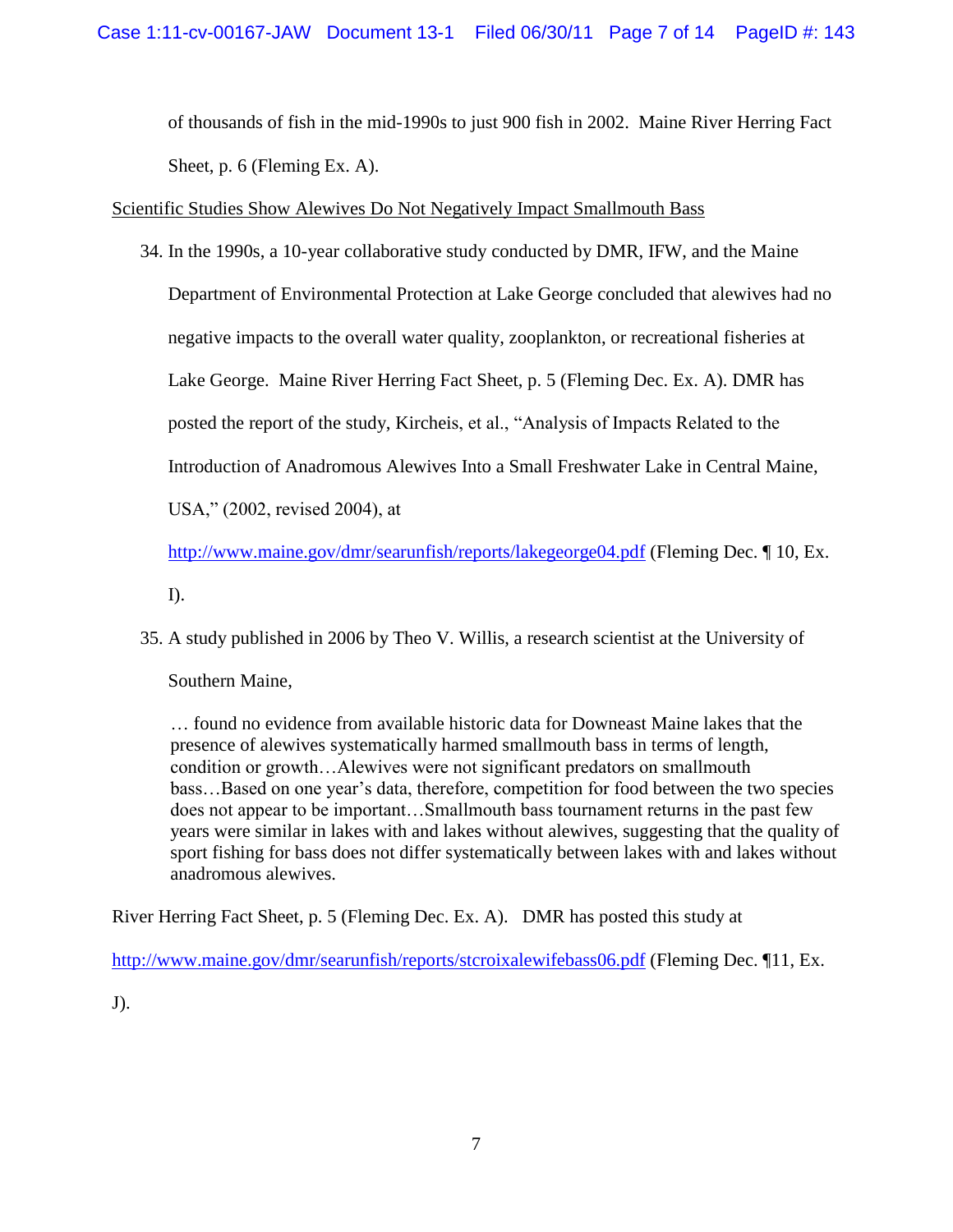of thousands of fish in the mid-1990s to just 900 fish in 2002. Maine River Herring Fact Sheet, p. 6 (Fleming Ex. A).

<u>Scientific Studies Show Alewives Do Not Negatively Impact Smallmouth Bass</u>

34. In the 1990s, a 10-year collaborative study conducted by DMR, IFW, and the Maine Department of Environmental Protection at Lake George concluded that alewives had no negative impacts to the overall water quality, zooplankton, or recreational fisheries at Lake George. Maine River Herring Fact Sheet, p. 5 (Fleming Dec. Ex. A). DMR has posted the report of the study, Kircheis, et al., "Analysis of Impacts Related to the Introduction of Anadromous Alewives Into a Small Freshwater Lake in Central Maine, USA," (2002, revised 2004), at http://www.maine.gov/dmr/searunfish/reports/lakegeorge04.pdf (Fleming Dec. ¶ 10, Ex. I).

35. A study published in 2006 by Theo V. Willis, a research scientist at the University of Southern Maine,

> … found no evidence from available historic data for Downeast Maine lakes that the presence of alewives systematically harmed smallmouth bass in terms of length, condition or growth…Alewives were not significant predators on smallmouth bass…Based on one year's data, therefore, competition for food between the two species does not appear to be important…Smallmouth bass tournament returns in the past few years were similar in lakes with and lakes without alewives, suggesting that the quality of sport fishing for bass does not differ systematically between lakes with and lakes without anadromous alewives.

River Herring Fact Sheet, p. 5 (Fleming Dec. Ex. A). DMR has posted this study at http://www.maine.gov/dmr/searunfish/reports/stcroixalewifebass06.pdf (Fleming Dec. ¶11, Ex. J).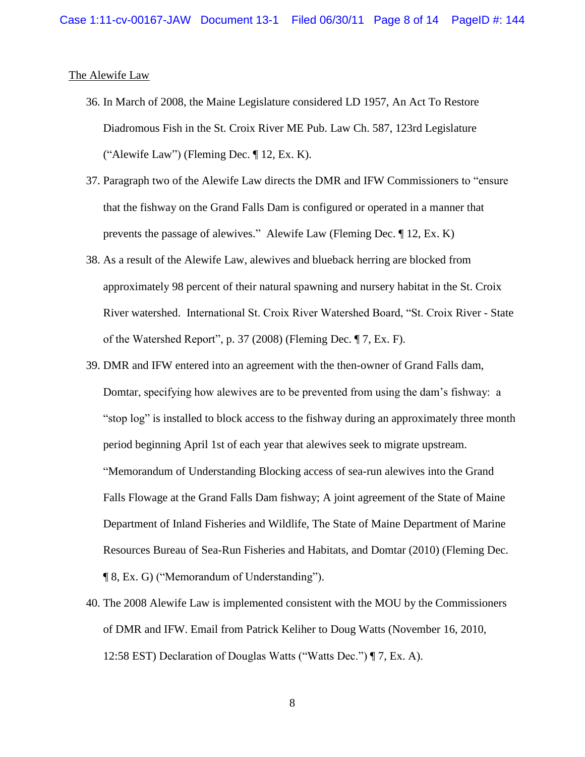<u>The Alewife Law</u>

36. In March of 2008, the Maine Legislature considered LD 1957, An Act To Restore Diadromous Fish in the St. Croix River ME Pub. Law Ch. 587, 123rd Legislature ("Alewife Law") (Fleming Dec. ¶ 12, Ex. K).

37. Paragraph two of the Alewife Law directs the DMR and IFW Commissioners to "ensure that the fishway on the Grand Falls Dam is configured or operated in a manner that prevents the passage of alewives." Alewife Law (Fleming Dec. ¶ 12, Ex. K)

38. As a result of the Alewife Law, alewives and blueback herring are blocked from approximately 98 percent of their natural spawning and nursery habitat in the St. Croix River watershed. International St. Croix River Watershed Board, "St. Croix River - State of the Watershed Report", p. 37 (2008) (Fleming Dec. ¶ 7, Ex. F).

39. DMR and IFW entered into an agreement with the then-owner of Grand Falls dam, Domtar, specifying how alewives are to be prevented from using the dam's fishway: a "stop log" is installed to block access to the fishway during an approximately three month period beginning April 1st of each year that alewives seek to migrate upstream. "Memorandum of Understanding Blocking access of sea-run alewives into the Grand Falls Flowage at the Grand Falls Dam fishway; A joint agreement of the State of Maine Department of Inland Fisheries and Wildlife, The State of Maine Department of Marine Resources Bureau of Sea-Run Fisheries and Habitats, and Domtar (2010) (Fleming Dec. ¶ 8, Ex. G) ("Memorandum of Understanding").

40. The 2008 Alewife Law is implemented consistent with the MOU by the Commissioners of DMR and IFW. Email from Patrick Keliher to Doug Watts (November 16, 2010, 12:58 EST) Declaration of Douglas Watts ("Watts Dec.") ¶ 7, Ex. A).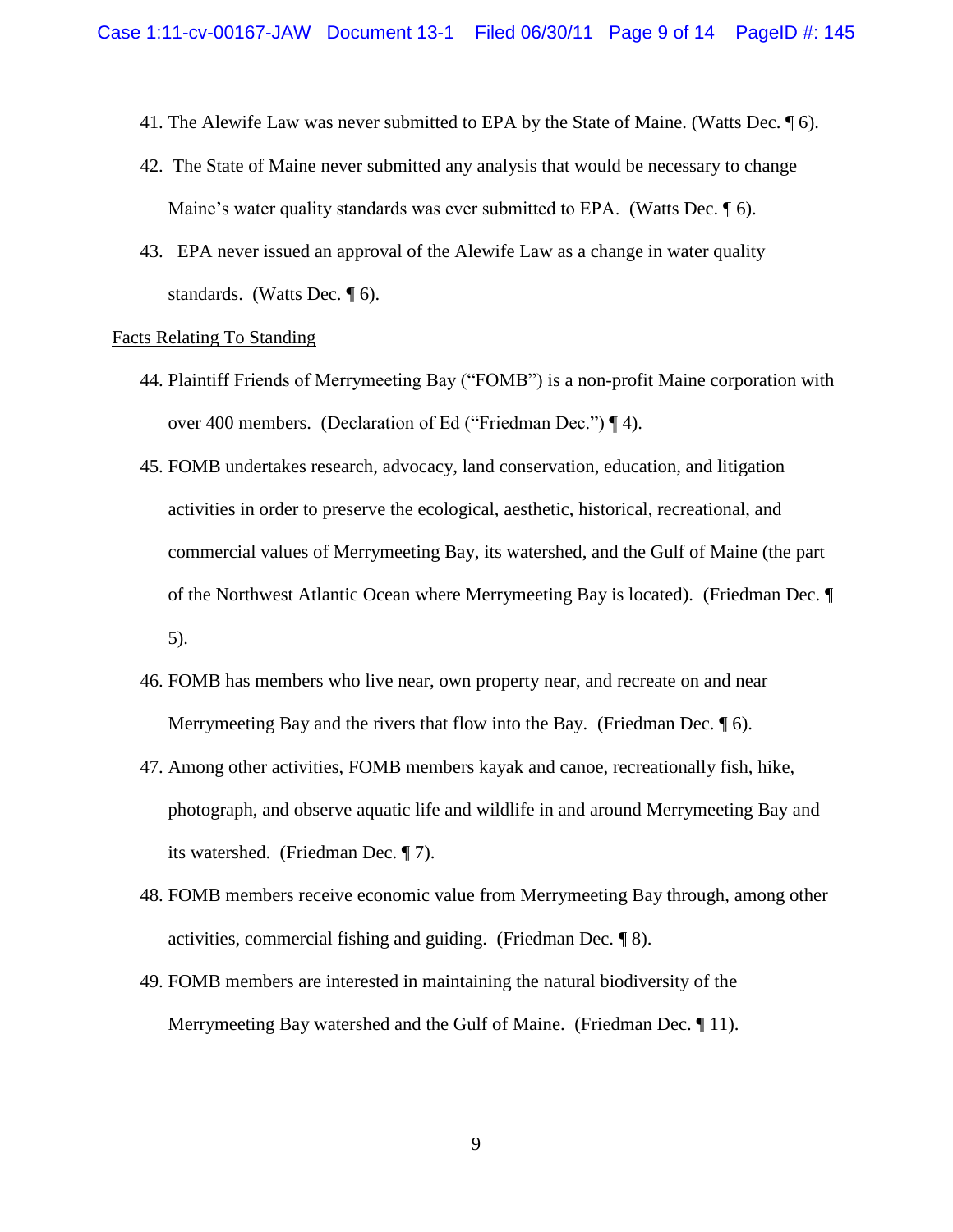41. The Alewife Law was never submitted to EPA by the State of Maine. (Watts Dec. ¶ 6).

42. The State of Maine never submitted any analysis that would be necessary to change Maine's water quality standards was ever submitted to EPA. (Watts Dec. ¶ 6).

43. EPA never issued an approval of the Alewife Law as a change in water quality standards. (Watts Dec. ¶ 6).

<u>Facts Relating To Standing</u>

44. Plaintiff Friends of Merrymeeting Bay ("FOMB") is a non-profit Maine corporation with over 400 members. (Declaration of Ed ("Friedman Dec.") ¶ 4).

45. FOMB undertakes research, advocacy, land conservation, education, and litigation activities in order to preserve the ecological, aesthetic, historical, recreational, and commercial values of Merrymeeting Bay, its watershed, and the Gulf of Maine (the part of the Northwest Atlantic Ocean where Merrymeeting Bay is located). (Friedman Dec. ¶ 5).

46. FOMB has members who live near, own property near, and recreate on and near Merrymeeting Bay and the rivers that flow into the Bay. (Friedman Dec. ¶ 6).

47. Among other activities, FOMB members kayak and canoe, recreationally fish, hike, photograph, and observe aquatic life and wildlife in and around Merrymeeting Bay and its watershed. (Friedman Dec. ¶ 7).

48. FOMB members receive economic value from Merrymeeting Bay through, among other activities, commercial fishing and guiding. (Friedman Dec. ¶ 8).

49. FOMB members are interested in maintaining the natural biodiversity of the Merrymeeting Bay watershed and the Gulf of Maine. (Friedman Dec. ¶ 11).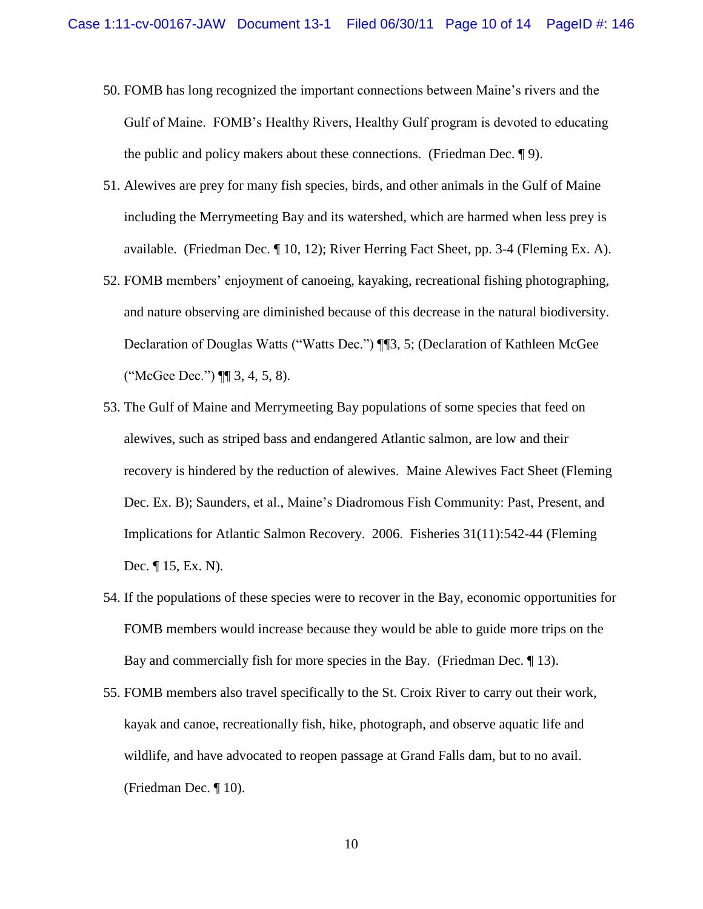50. FOMB has long recognized the important connections between Maine's rivers and the Gulf of Maine. FOMB's Healthy Rivers, Healthy Gulf program is devoted to educating the public and policy makers about these connections. (Friedman Dec. ¶ 9).

51. Alewives are prey for many fish species, birds, and other animals in the Gulf of Maine including the Merrymeeting Bay and its watershed, which are harmed when less prey is available. (Friedman Dec. ¶ 10, 12); River Herring Fact Sheet, pp. 3-4 (Fleming Ex. A).

52. FOMB members' enjoyment of canoeing, kayaking, recreational fishing photographing, and nature observing are diminished because of this decrease in the natural biodiversity. Declaration of Douglas Watts ("Watts Dec.") ¶¶3, 5; (Declaration of Kathleen McGee ("McGee Dec.") ¶¶ 3, 4, 5, 8).

53. The Gulf of Maine and Merrymeeting Bay populations of some species that feed on alewives, such as striped bass and endangered Atlantic salmon, are low and their recovery is hindered by the reduction of alewives. Maine Alewives Fact Sheet (Fleming Dec. Ex. B); Saunders, et al., Maine's Diadromous Fish Community: Past, Present, and Implications for Atlantic Salmon Recovery. 2006. Fisheries 31(11):542-44 (Fleming Dec. ¶ 15, Ex. N).

54. If the populations of these species were to recover in the Bay, economic opportunities for FOMB members would increase because they would be able to guide more trips on the Bay and commercially fish for more species in the Bay. (Friedman Dec. ¶ 13).

55. FOMB members also travel specifically to the St. Croix River to carry out their work, kayak and canoe, recreationally fish, hike, photograph, and observe aquatic life and wildlife, and have advocated to reopen passage at Grand Falls dam, but to no avail. (Friedman Dec. ¶ 10).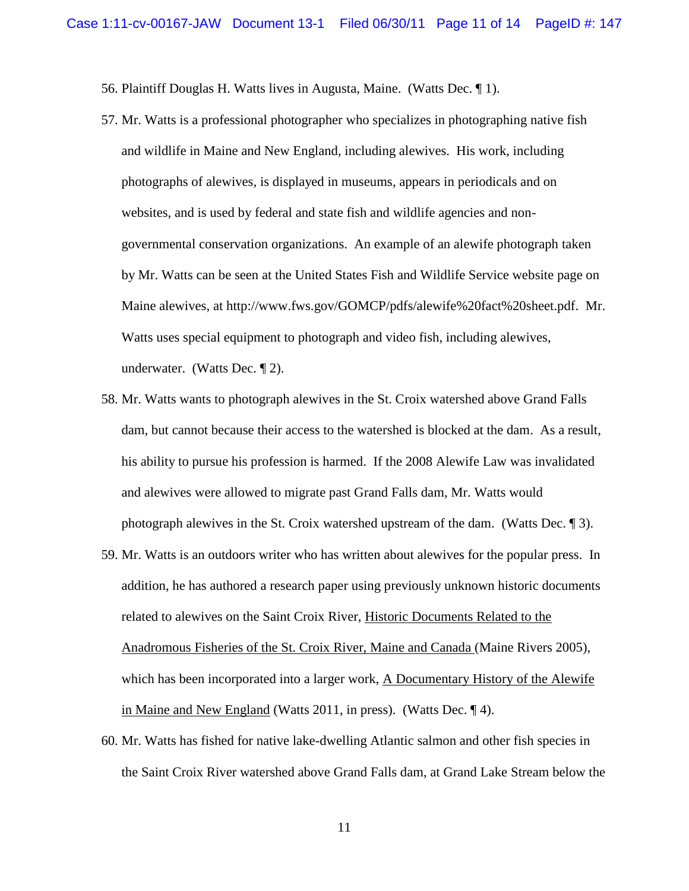56. Plaintiff Douglas H. Watts lives in Augusta, Maine. (Watts Dec. ¶ 1).

57. Mr. Watts is a professional photographer who specializes in photographing native fish and wildlife in Maine and New England, including alewives. His work, including photographs of alewives, is displayed in museums, appears in periodicals and on websites, and is used by federal and state fish and wildlife agencies and non-governmental conservation organizations. An example of an alewife photograph taken by Mr. Watts can be seen at the United States Fish and Wildlife Service website page on Maine alewives, at http://www.fws.gov/GOMCP/pdfs/alewife%20fact%20sheet.pdf. Mr. Watts uses special equipment to photograph and video fish, including alewives, underwater. (Watts Dec. ¶ 2).

58. Mr. Watts wants to photograph alewives in the St. Croix watershed above Grand Falls dam, but cannot because their access to the watershed is blocked at the dam. As a result, his ability to pursue his profession is harmed. If the 2008 Alewife Law was invalidated and alewives were allowed to migrate past Grand Falls dam, Mr. Watts would photograph alewives in the St. Croix watershed upstream of the dam. (Watts Dec. ¶ 3).

59. Mr. Watts is an outdoors writer who has written about alewives for the popular press. In addition, he has authored a research paper using previously unknown historic documents related to alewives on the Saint Croix River, Historic Documents Related to the Anadromous Fisheries of the St. Croix River, Maine and Canada (Maine Rivers 2005), which has been incorporated into a larger work, A Documentary History of the Alewife in Maine and New England (Watts 2011, in press). (Watts Dec. ¶ 4).

60. Mr. Watts has fished for native lake-dwelling Atlantic salmon and other fish species in the Saint Croix River watershed above Grand Falls dam, at Grand Lake Stream below the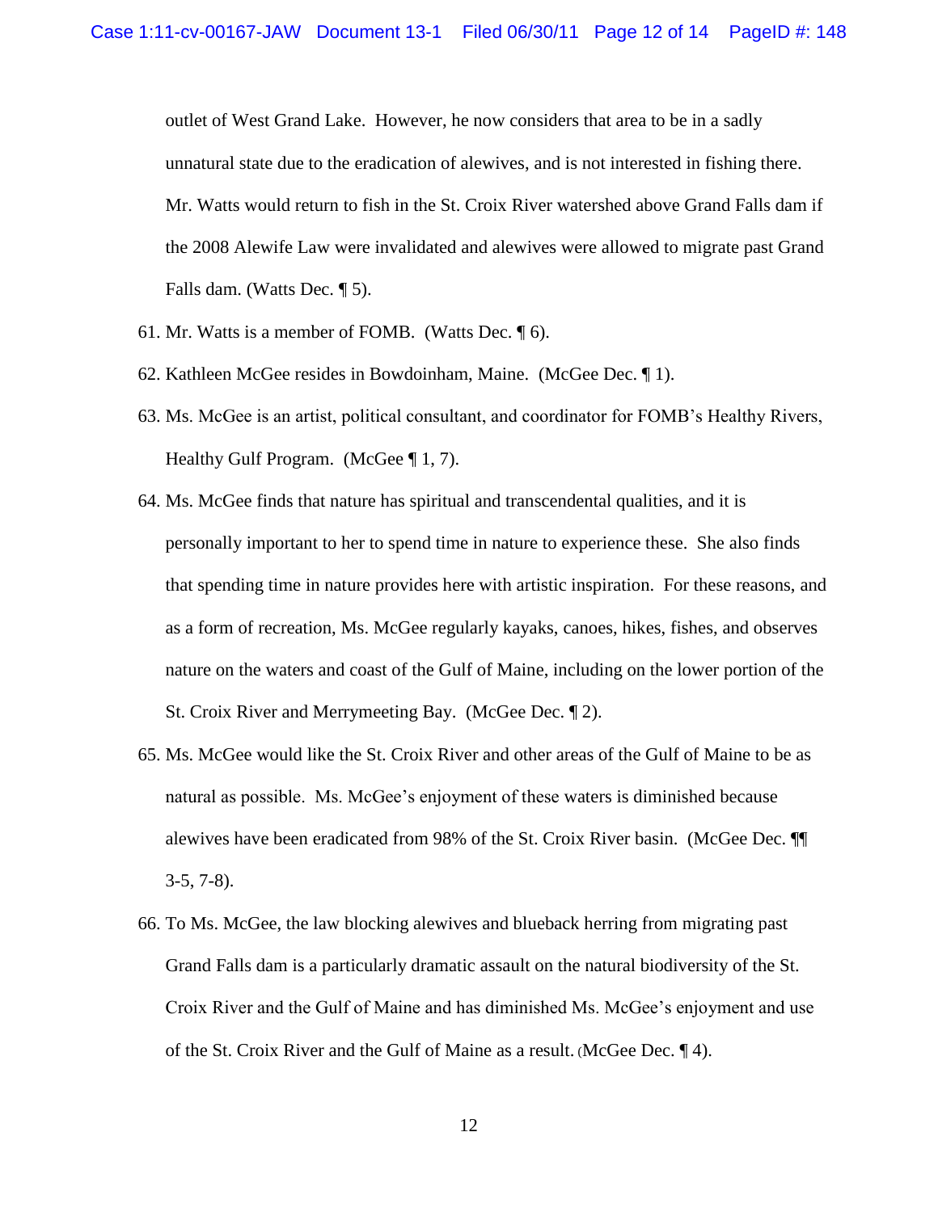outlet of West Grand Lake. However, he now considers that area to be in a sadly unnatural state due to the eradication of alewives, and is not interested in fishing there. Mr. Watts would return to fish in the St. Croix River watershed above Grand Falls dam if the 2008 Alewife Law were invalidated and alewives were allowed to migrate past Grand Falls dam. (Watts Dec. ¶ 5).

61. Mr. Watts is a member of FOMB. (Watts Dec. ¶ 6).

62. Kathleen McGee resides in Bowdoinham, Maine. (McGee Dec. ¶ 1).

63. Ms. McGee is an artist, political consultant, and coordinator for FOMB's Healthy Rivers, Healthy Gulf Program. (McGee ¶ 1, 7).

64. Ms. McGee finds that nature has spiritual and transcendental qualities, and it is personally important to her to spend time in nature to experience these. She also finds that spending time in nature provides here with artistic inspiration. For these reasons, and as a form of recreation, Ms. McGee regularly kayaks, canoes, hikes, fishes, and observes nature on the waters and coast of the Gulf of Maine, including on the lower portion of the St. Croix River and Merrymeeting Bay. (McGee Dec. ¶ 2).

65. Ms. McGee would like the St. Croix River and other areas of the Gulf of Maine to be as natural as possible. Ms. McGee's enjoyment of these waters is diminished because alewives have been eradicated from 98% of the St. Croix River basin. (McGee Dec. ¶¶ 3-5, 7-8).

66. To Ms. McGee, the law blocking alewives and blueback herring from migrating past Grand Falls dam is a particularly dramatic assault on the natural biodiversity of the St. Croix River and the Gulf of Maine and has diminished Ms. McGee's enjoyment and use of the St. Croix River and the Gulf of Maine as a result. (McGee Dec. ¶ 4).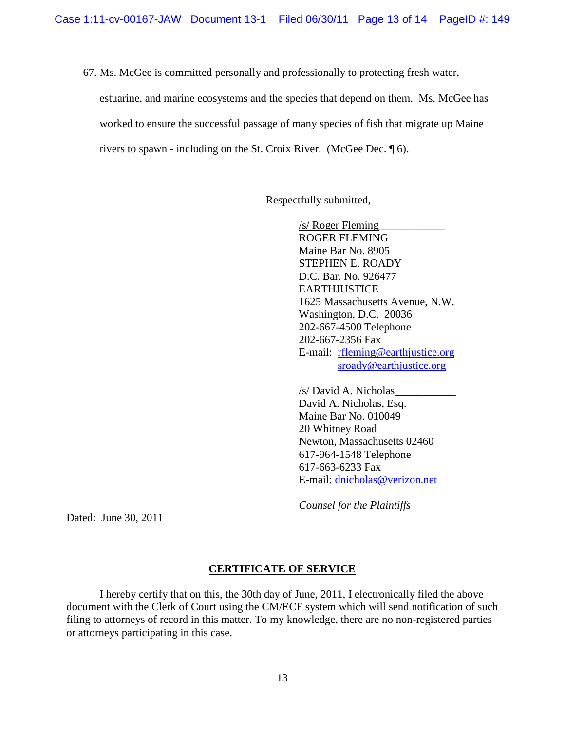67. Ms. McGee is committed personally and professionally to protecting fresh water, estuarine, and marine ecosystems and the species that depend on them. Ms. McGee has worked to ensure the successful passage of many species of fish that migrate up Maine rivers to spawn - including on the St. Croix River. (McGee Dec. ¶ 6).

Respectfully submitted,

/s/ Roger Fleming
ROGER FLEMING
Maine Bar No. 8905
STEPHEN E. ROADY
D.C. Bar. No. 926477
EARTHJUSTICE
1625 Massachusetts Avenue, N.W.
Washington, D.C. 20036
202-667-4500 Telephone
202-667-2356 Fax
E-mail: rfleming@earthjustice.org
sroady@earthjustice.org

/s/ David A. Nicholas
David A. Nicholas, Esq.
Maine Bar No. 010049
20 Whitney Road
Newton, Massachusetts 02460
617-964-1548 Telephone
617-663-6233 Fax
E-mail: dnicholas@verizon.net

*Counsel for the Plaintiffs*

Dated: June 30, 2011

## **CERTIFICATE OF SERVICE**

I hereby certify that on this, the 30th day of June, 2011, I electronically filed the above document with the Clerk of Court using the CM/ECF system which will send notification of such filing to attorneys of record in this matter. To my knowledge, there are no non-registered parties or attorneys participating in this case.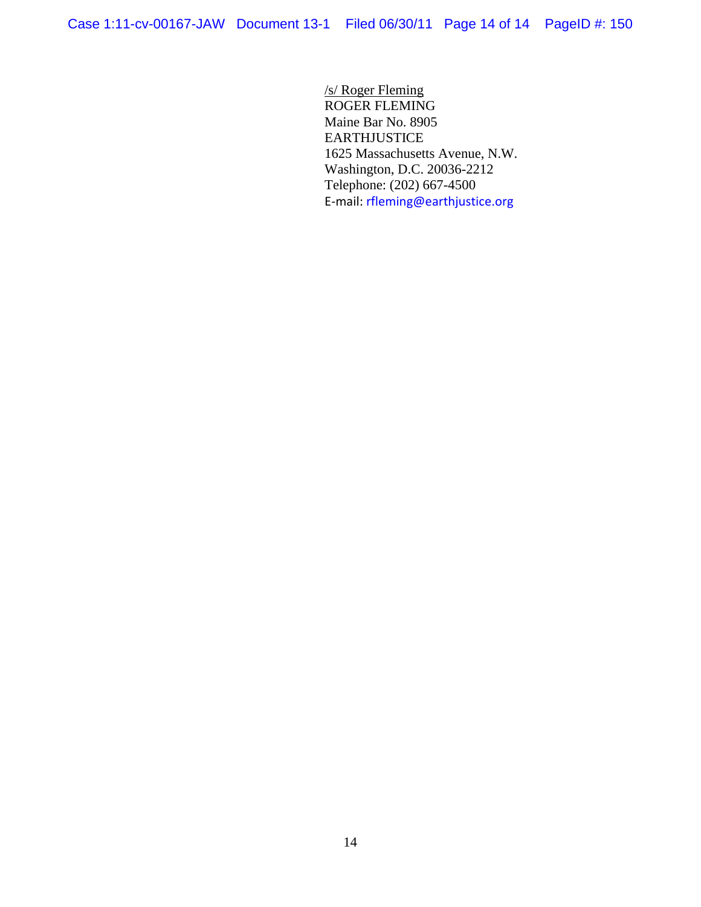/s/ Roger Fleming
ROGER FLEMING
Maine Bar No. 8905
EARTHJUSTICE
1625 Massachusetts Avenue, N.W.
Washington, D.C. 20036-2212
Telephone: (202) 667-4500
E-mail: rfleming@earthjustice.org